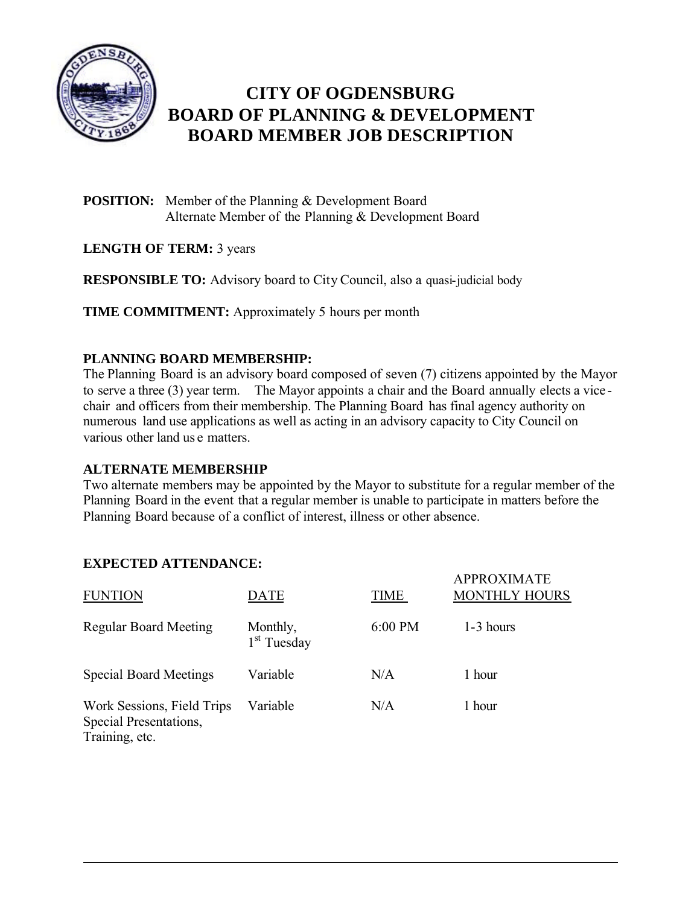# CITY OF OGDENSBURG
# BOARD OF PLANNING & DEVELOPMENT
# BOARD MEMBER JOB DESCRIPTION

**POSITION:** Member of the Planning & Development Board
Alternate Member of the Planning & Development Board

**LENGTH OF TERM:** 3 years

**RESPONSIBLE TO:** Advisory board to City Council, also a quasi-judicial body

**TIME COMMITMENT:** Approximately 5 hours per month

**PLANNING BOARD MEMBERSHIP:**

The Planning Board is an advisory board composed of seven (7) citizens appointed by the Mayor to serve a three (3) year term. The Mayor appoints a chair and the Board annually elects a vice-chair and officers from their membership. The Planning Board has final agency authority on numerous land use applications as well as acting in an advisory capacity to City Council on various other land us e matters.

**ALTERNATE MEMBERSHIP**

Two alternate members may be appointed by the Mayor to substitute for a regular member of the Planning Board in the event that a regular member is unable to participate in matters before the Planning Board because of a conflict of interest, illness or other absence.

**EXPECTED ATTENDANCE:**

| FUNTION | DATE | TIME | APPROXIMATE MONTHLY HOURS |
|---|---|---|---|
| Regular Board Meeting | Monthly, 1st Tuesday | 6:00 PM | 1-3 hours |
| Special Board Meetings | Variable | N/A | 1 hour |
| Work Sessions, Field Trips Special Presentations, Training, etc. | Variable | N/A | 1 hour |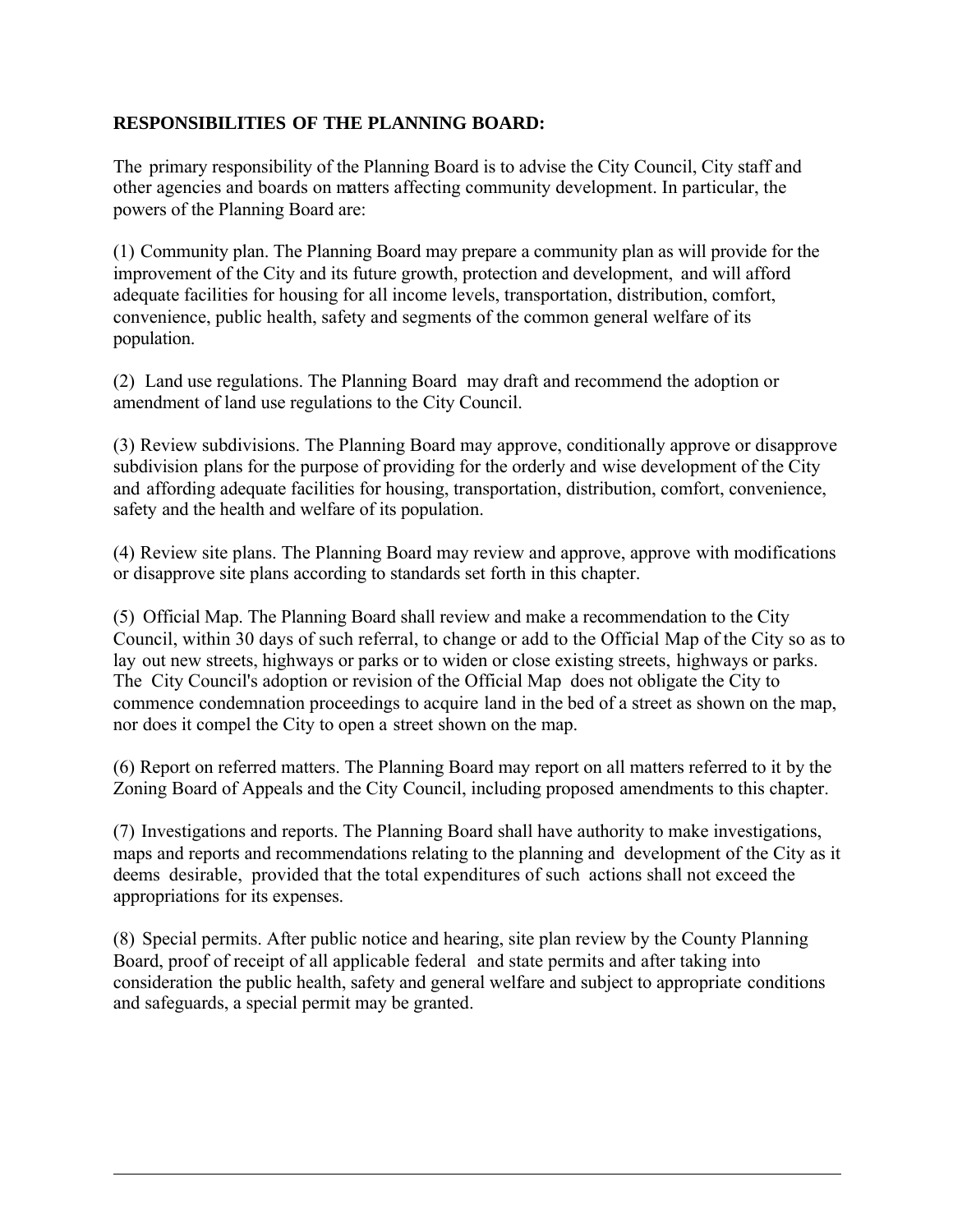**RESPONSIBILITIES OF THE PLANNING BOARD:**

The primary responsibility of the Planning Board is to advise the City Council, City staff and other agencies and boards on matters affecting community development. In particular, the powers of the Planning Board are:

(1) Community plan. The Planning Board may prepare a community plan as will provide for the improvement of the City and its future growth, protection and development, and will afford adequate facilities for housing for all income levels, transportation, distribution, comfort, convenience, public health, safety and segments of the common general welfare of its population.

(2) Land use regulations. The Planning Board may draft and recommend the adoption or amendment of land use regulations to the City Council.

(3) Review subdivisions. The Planning Board may approve, conditionally approve or disapprove subdivision plans for the purpose of providing for the orderly and wise development of the City and affording adequate facilities for housing, transportation, distribution, comfort, convenience, safety and the health and welfare of its population.

(4) Review site plans. The Planning Board may review and approve, approve with modifications or disapprove site plans according to standards set forth in this chapter.

(5) Official Map. The Planning Board shall review and make a recommendation to the City Council, within 30 days of such referral, to change or add to the Official Map of the City so as to lay out new streets, highways or parks or to widen or close existing streets, highways or parks. The City Council's adoption or revision of the Official Map does not obligate the City to commence condemnation proceedings to acquire land in the bed of a street as shown on the map, nor does it compel the City to open a street shown on the map.

(6) Report on referred matters. The Planning Board may report on all matters referred to it by the Zoning Board of Appeals and the City Council, including proposed amendments to this chapter.

(7) Investigations and reports. The Planning Board shall have authority to make investigations, maps and reports and recommendations relating to the planning and development of the City as it deems desirable, provided that the total expenditures of such actions shall not exceed the appropriations for its expenses.

(8) Special permits. After public notice and hearing, site plan review by the County Planning Board, proof of receipt of all applicable federal and state permits and after taking into consideration the public health, safety and general welfare and subject to appropriate conditions and safeguards, a special permit may be granted.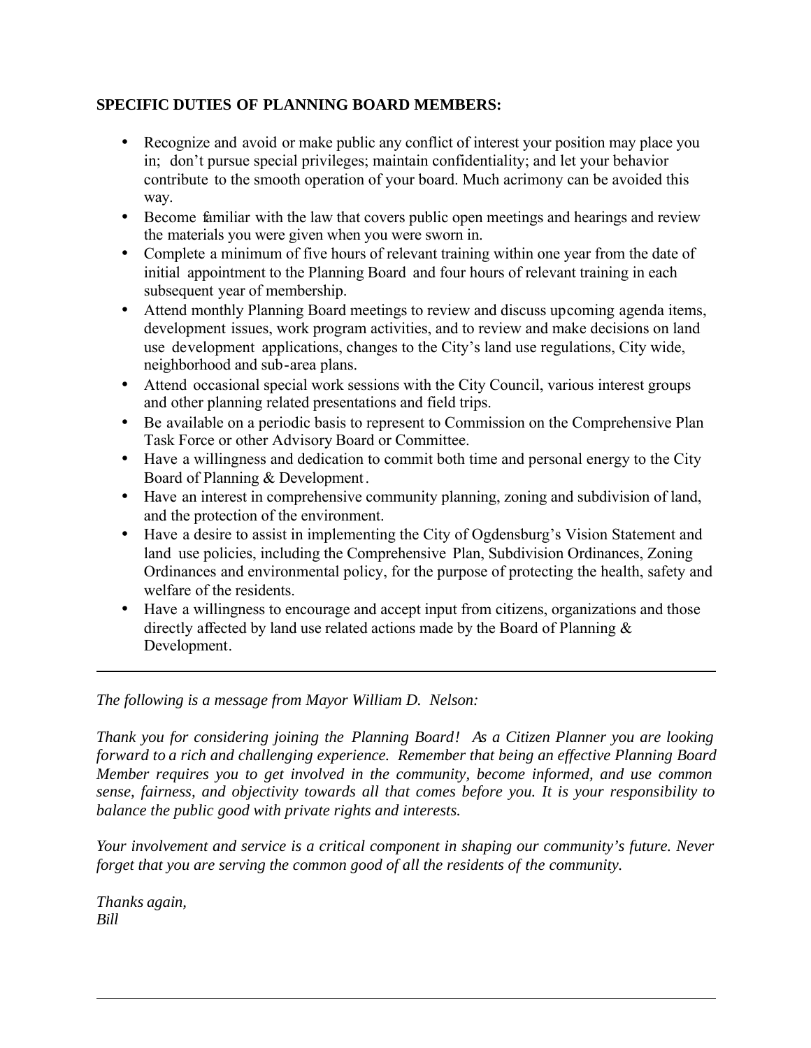**SPECIFIC DUTIES OF PLANNING BOARD MEMBERS:**

- Recognize and avoid or make public any conflict of interest your position may place you in; don't pursue special privileges; maintain confidentiality; and let your behavior contribute to the smooth operation of your board. Much acrimony can be avoided this way.
- Become familiar with the law that covers public open meetings and hearings and review the materials you were given when you were sworn in.
- Complete a minimum of five hours of relevant training within one year from the date of initial appointment to the Planning Board and four hours of relevant training in each subsequent year of membership.
- Attend monthly Planning Board meetings to review and discuss upcoming agenda items, development issues, work program activities, and to review and make decisions on land use development applications, changes to the City's land use regulations, City wide, neighborhood and sub-area plans.
- Attend occasional special work sessions with the City Council, various interest groups and other planning related presentations and field trips.
- Be available on a periodic basis to represent to Commission on the Comprehensive Plan Task Force or other Advisory Board or Committee.
- Have a willingness and dedication to commit both time and personal energy to the City Board of Planning & Development.
- Have an interest in comprehensive community planning, zoning and subdivision of land, and the protection of the environment.
- Have a desire to assist in implementing the City of Ogdensburg's Vision Statement and land use policies, including the Comprehensive Plan, Subdivision Ordinances, Zoning Ordinances and environmental policy, for the purpose of protecting the health, safety and welfare of the residents.
- Have a willingness to encourage and accept input from citizens, organizations and those directly affected by land use related actions made by the Board of Planning & Development.

---

*The following is a message from Mayor William D. Nelson:*

*Thank you for considering joining the Planning Board! As a Citizen Planner you are looking forward to a rich and challenging experience. Remember that being an effective Planning Board Member requires you to get involved in the community, become informed, and use common sense, fairness, and objectivity towards all that comes before you. It is your responsibility to balance the public good with private rights and interests.*

*Your involvement and service is a critical component in shaping our community's future. Never forget that you are serving the common good of all the residents of the community.*

*Thanks again,*
*Bill*